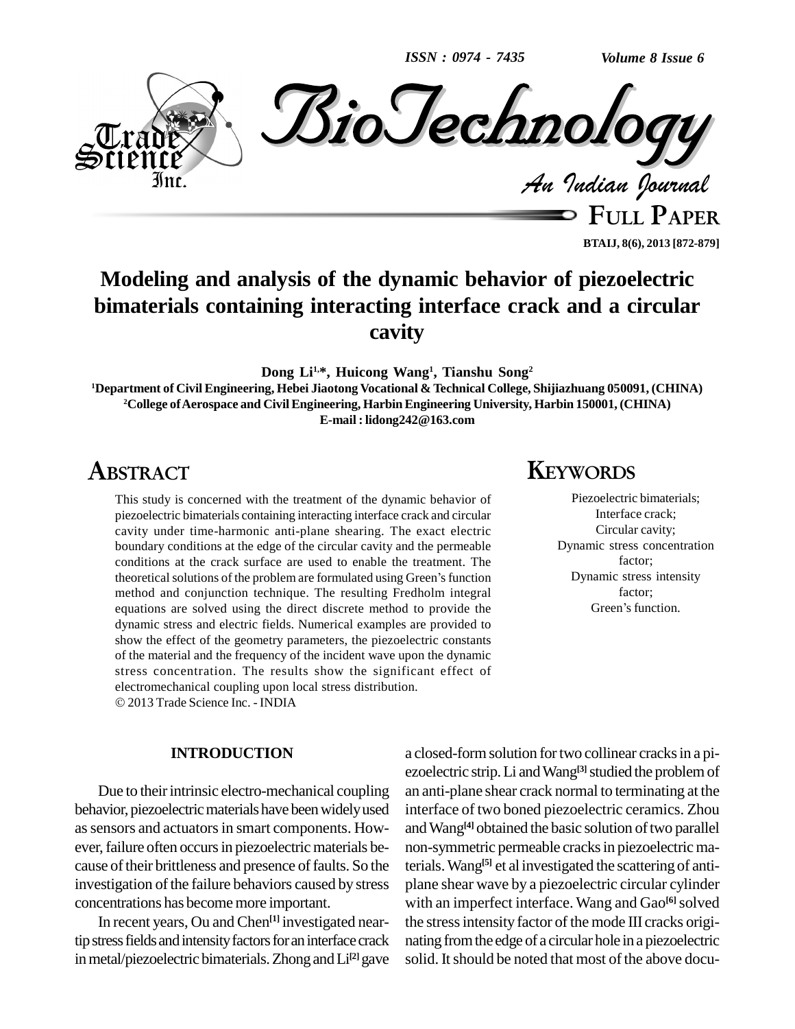# Modeling and analysis of the dynamic behavior of piezoelectric bimaterials containing interacting interface crack and a circular cavity

**Dong Li[1,*], Huicong Wang[1], Tianshu Song[2]**

[1]Department of Civil Engineering, Hebei Jiaotong Vocational & Technical College, Shijiazhuang 050091, (CHINA)
[2]College of Aerospace and Civil Engineering, Harbin Engineering University, Harbin 150001, (CHINA)
E-mail : lidong242@163.com

## ABSTRACT

This study is concerned with the treatment of the dynamic behavior of piezoelectric bimaterials containing interacting interface crack and circular cavity under time-harmonic anti-plane shearing. The exact electric boundary conditions at the edge of the circular cavity and the permeable conditions at the crack surface are used to enable the treatment. The theoretical solutions of the problem are formulated using Green's function method and conjunction technique. The resulting Fredholm integral equations are solved using the direct discrete method to provide the dynamic stress and electric fields. Numerical examples are provided to show the effect of the geometry parameters, the piezoelectric constants of the material and the frequency of the incident wave upon the dynamic stress concentration. The results show the significant effect of electromechanical coupling upon local stress distribution.

© 2013 Trade Science Inc. - INDIA

## KEYWORDS

Piezoelectric bimaterials;
Interface crack;
Circular cavity;
Dynamic stress concentration factor;
Dynamic stress intensity factor;
Green's function.

## INTRODUCTION

Due to their intrinsic electro-mechanical coupling behavior, piezoelectric materials have been widely used as sensors and actuators in smart components. However, failure often occurs in piezoelectric materials because of their brittleness and presence of faults. So the investigation of the failure behaviors caused by stress concentrations has become more important.

In recent years, Ou and Chen[1] investigated near-tip stress fields and intensity factors for an interface crack in metal/piezoelectric bimaterials. Zhong and Li[2] gave a closed-form solution for two collinear cracks in a piezoelectric strip. Li and Wang[3] studied the problem of an anti-plane shear crack normal to terminating at the interface of two boned piezoelectric ceramics. Zhou and Wang[4] obtained the basic solution of two parallel non-symmetric permeable cracks in piezoelectric materials. Wang[5] et al investigated the scattering of anti-plane shear wave by a piezoelectric circular cylinder with an imperfect interface. Wang and Gao[6] solved the stress intensity factor of the mode III cracks originating from the edge of a circular hole in a piezoelectric solid. It should be noted that most of the above docu-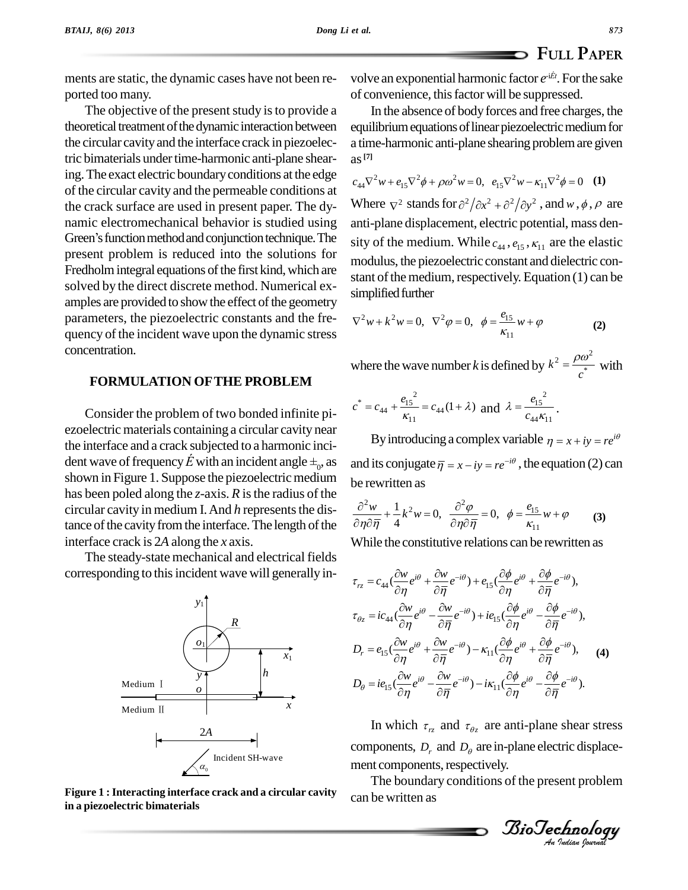ments are static, the dynamic cases have not been reported too many.

The objective of the present study is to provide a theoretical treatment of the dynamic interaction between the circular cavity and the interface crack in piezoelectric bimaterials under time-harmonic anti-plane shearing. The exact electric boundary conditions at the edge of the circular cavity and the permeable conditions at the crack surface are used in present paper. The dynamic electromechanical behavior is studied using Green's function method and conjunction technique. The present problem is reduced into the solutions for Fredholm integral equations of the first kind, which are solved by the direct discrete method. Numerical examples are provided to show the effect of the geometry parameters, the piezoelectric constants and the frequency of the incident wave upon the dynamic stress concentration.

## FORMULATION OF THE PROBLEM

Consider the problem of two bonded infinite piezoelectric materials containing a circular cavity near the interface and a crack subjected to a harmonic incident wave of frequency $\omega$ with an incident angle $\alpha_0$, as shown in Figure 1. Suppose the piezoelectric medium has been poled along the *z*-axis. *R* is the radius of the circular cavity in medium I. And *h* represents the distance of the cavity from the interface. The length of the interface crack is 2*A* along the *x* axis.

The steady-state mechanical and electrical fields corresponding to this incident wave will generally involve an exponential harmonic factor $e^{-i\omega t}$. For the sake of convenience, this factor will be suppressed.

Figure 1 : Interacting interface crack and a circular cavity in a piezoelectric bimaterials

In the absence of body forces and free charges, the equilibrium equations of linear piezoelectric medium for a time-harmonic anti-plane shearing problem are given as [7]

$$c_{44}\nabla^2 w + e_{15}\nabla^2\phi + \rho\omega^2 w = 0,\quad e_{15}\nabla^2 w - \kappa_{11}\nabla^2\phi = 0 \quad \textbf{(1)}$$

Where $\nabla^2$ stands for $\partial^2/\partial x^2 + \partial^2/\partial y^2$, and $w$, $\phi$, $\rho$ are anti-plane displacement, electric potential, mass density of the medium. While $c_{44}$, $e_{15}$, $\kappa_{11}$ are the elastic modulus, the piezoelectric constant and dielectric constant of the medium, respectively. Equation (1) can be simplified further

$$\nabla^2 w + k^2 w = 0,\quad \nabla^2\varphi = 0,\quad \phi = \frac{e_{15}}{\kappa_{11}}w + \varphi \quad \textbf{(2)}$$

where the wave number *k* is defined by $k^2 = \dfrac{\rho\omega^2}{c^*}$ with

$c^* = c_{44} + \dfrac{e_{15}{}^2}{\kappa_{11}} = c_{44}(1+\lambda)$ and $\lambda = \dfrac{e_{15}{}^2}{c_{44}\kappa_{11}}$.

By introducing a complex variable $\eta = x + iy = re^{i\theta}$ and its conjugate $\bar{\eta} = x - iy = re^{-i\theta}$, the equation (2) can be rewritten as

$$\frac{\partial^2 w}{\partial\eta\partial\bar{\eta}} + \frac{1}{4}k^2 w = 0,\quad \frac{\partial^2\varphi}{\partial\eta\partial\bar{\eta}} = 0,\quad \phi = \frac{e_{15}}{\kappa_{11}}w + \varphi \quad \textbf{(3)}$$

While the constitutive relations can be rewritten as

$$\begin{aligned}
\tau_{rz} &= c_{44}\left(\frac{\partial w}{\partial\eta}e^{i\theta} + \frac{\partial w}{\partial\bar{\eta}}e^{-i\theta}\right) + e_{15}\left(\frac{\partial\phi}{\partial\eta}e^{i\theta} + \frac{\partial\phi}{\partial\bar{\eta}}e^{-i\theta}\right),\\
\tau_{\theta z} &= ic_{44}\left(\frac{\partial w}{\partial\eta}e^{i\theta} - \frac{\partial w}{\partial\bar{\eta}}e^{-i\theta}\right) + ie_{15}\left(\frac{\partial\phi}{\partial\eta}e^{i\theta} - \frac{\partial\phi}{\partial\bar{\eta}}e^{-i\theta}\right),\\
D_r &= e_{15}\left(\frac{\partial w}{\partial\eta}e^{i\theta} + \frac{\partial w}{\partial\bar{\eta}}e^{-i\theta}\right) - \kappa_{11}\left(\frac{\partial\phi}{\partial\eta}e^{i\theta} + \frac{\partial\phi}{\partial\bar{\eta}}e^{-i\theta}\right),\\
D_\theta &= ie_{15}\left(\frac{\partial w}{\partial\eta}e^{i\theta} - \frac{\partial w}{\partial\bar{\eta}}e^{-i\theta}\right) - i\kappa_{11}\left(\frac{\partial\phi}{\partial\eta}e^{i\theta} - \frac{\partial\phi}{\partial\bar{\eta}}e^{-i\theta}\right).
\end{aligned} \quad \textbf{(4)}$$

In which $\tau_{rz}$ and $\tau_{\theta z}$ are anti-plane shear stress components, $D_r$ and $D_\theta$ are in-plane electric displacement components, respectively.

The boundary conditions of the present problem can be written as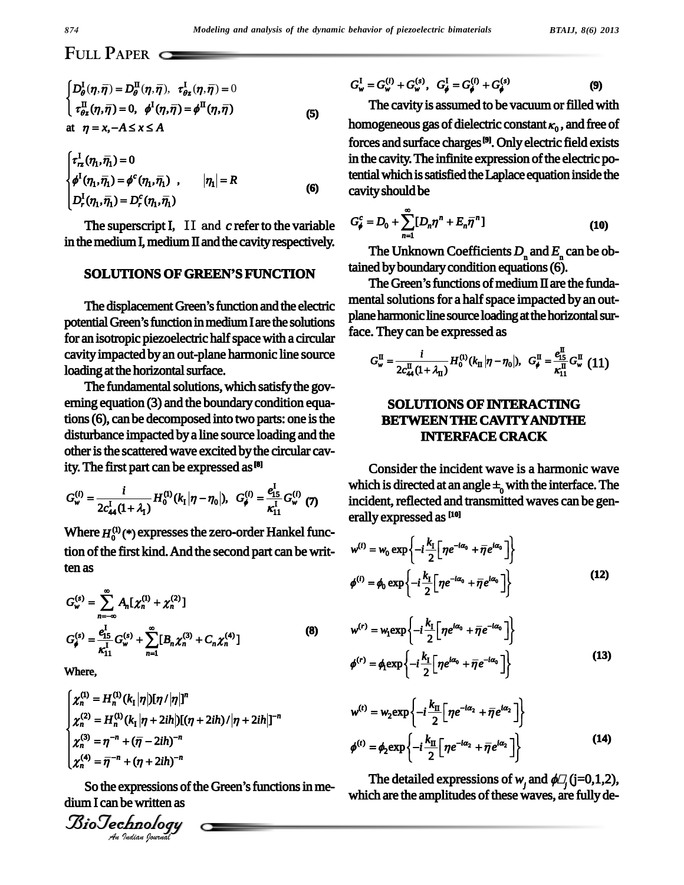$$
\begin{cases} D_\theta^{\mathrm{I}}(\eta,\bar{\eta}) = D_\theta^{\mathrm{II}}(\eta,\bar{\eta}), \ \tau_{\theta z}^{\mathrm{I}}(\eta,\bar{\eta}) = 0 \\ \tau_{\theta z}^{\mathrm{II}}(\eta,\bar{\eta}) = 0, \ \phi^{\mathrm{I}}(\eta,\bar{\eta}) = \phi^{\mathrm{II}}(\eta,\bar{\eta}) \end{cases} \tag{5}
$$

at $\eta = x, -A \le x \le A$

$$
\begin{cases} \tau_{rz}^{\mathrm{I}}(\eta_1,\bar{\eta}_1) = 0 \\ \phi^{\mathrm{I}}(\eta_1,\bar{\eta}_1) = \phi^{c}(\eta_1,\bar{\eta}_1) \ , \qquad |\eta_1| = R \\ D_r^{\mathrm{I}}(\eta_1,\bar{\eta}_1) = D_r^{c}(\eta_1,\bar{\eta}_1) \end{cases} \tag{6}
$$

The superscript I, II and $c$ refer to the variable in the medium I, medium II and the cavity respectively.

## SOLUTIONS OF GREEN'S FUNCTION

The displacement Green's function and the electric potential Green's function in medium I are the solutions for an isotropic piezoelectric half space with a circular cavity impacted by an out-plane harmonic line source loading at the horizontal surface.

The fundamental solutions, which satisfy the governing equation (3) and the boundary condition equations (6), can be decomposed into two parts: one is the disturbance impacted by a line source loading and the other is the scattered wave excited by the circular cavity. The first part can be expressed as [8]

$$
G_w^{(i)} = \frac{i}{2c_{44}^{\mathrm{I}}(1+\lambda_{\mathrm{I}})} H_0^{(1)}(k_{\mathrm{I}}|\eta-\eta_0|), \ G_\phi^{(i)} = \frac{e_{15}^{\mathrm{I}}}{\kappa_{11}^{\mathrm{I}}} G_w^{(i)} \tag{7}
$$

Where $H_0^{(1)}(*)$ expresses the zero-order Hankel function of the first kind. And the second part can be written as

$$
\begin{aligned} G_w^{(s)} &= \sum_{n=-\infty}^{\infty} A_n[\chi_n^{(1)} + \chi_n^{(2)}] \\ G_\phi^{(s)} &= \frac{e_{15}^{\mathrm{I}}}{\kappa_{11}^{\mathrm{I}}} G_w^{(s)} + \sum_{n=1}^{\infty} [B_n \chi_n^{(3)} + C_n \chi_n^{(4)}] \end{aligned} \tag{8}
$$

Where,

$$
\begin{cases} \chi_n^{(1)} = H_n^{(1)}(k_{\mathrm{I}}|\eta|)[\eta/|\eta|]^n \\ \chi_n^{(2)} = H_n^{(1)}(k_{\mathrm{I}}|\eta+2ih|)[(\eta+2ih)/|\eta+2ih|]^{-n} \\ \chi_n^{(3)} = \eta^{-n} + (\bar{\eta}-2ih)^{-n} \\ \chi_n^{(4)} = \bar{\eta}^{-n} + (\eta+2ih)^{-n} \end{cases}
$$

So the expressions of the Green's functions in medium I can be written as

$$
G_w^{\mathrm{I}} = G_w^{(i)} + G_w^{(s)}, \ G_\phi^{\mathrm{I}} = G_\phi^{(i)} + G_\phi^{(s)} \tag{9}
$$

The cavity is assumed to be vacuum or filled with homogeneous gas of dielectric constant $\kappa_0$, and free of forces and surface charges [9]. Only electric field exists in the cavity. The infinite expression of the electric potential which is satisfied the Laplace equation inside the cavity should be

$$
G_\phi^{c} = D_0 + \sum_{n=1}^{\infty} [D_n \eta^n + E_n \bar{\eta}^n] \tag{10}
$$

The Unknown Coefficients $D_n$ and $E_n$ can be obtained by boundary condition equations (6).

The Green's functions of medium II are the fundamental solutions for a half space impacted by an out-plane harmonic line source loading at the horizontal surface. They can be expressed as

$$
G_w^{\mathrm{II}} = \frac{i}{2c_{44}^{\mathrm{II}}(1+\lambda_{\mathrm{II}})} H_0^{(1)}(k_{\mathrm{II}}|\eta-\eta_0|), \ G_\phi^{\mathrm{II}} = \frac{e_{15}^{\mathrm{II}}}{\kappa_{11}^{\mathrm{II}}} G_w^{\mathrm{II}} \tag{11}
$$

## SOLUTIONS OF INTERACTING BETWEEN THE CAVITY AND THE INTERFACE CRACK

Consider the incident wave is a harmonic wave which is directed at an angle $\pm_0$ with the interface. The incident, reflected and transmitted waves can be generally expressed as [10]

$$
\begin{aligned} w^{(i)} &= w_0 \exp\left\{-i\frac{k_{\mathrm{I}}}{2}\left[\eta e^{-i\alpha_0} + \bar{\eta} e^{i\alpha_0}\right]\right\} \\ \phi^{(i)} &= \phi_0 \exp\left\{-i\frac{k_{\mathrm{I}}}{2}\left[\eta e^{-i\alpha_0} + \bar{\eta} e^{i\alpha_0}\right]\right\} \end{aligned} \tag{12}
$$

$$
\begin{aligned} w^{(r)} &= w_1 \exp\left\{-i\frac{k_{\mathrm{I}}}{2}\left[\eta e^{i\alpha_0} + \bar{\eta} e^{-i\alpha_0}\right]\right\} \\ \phi^{(r)} &= \phi_1 \exp\left\{-i\frac{k_{\mathrm{I}}}{2}\left[\eta e^{i\alpha_0} + \bar{\eta} e^{-i\alpha_0}\right]\right\} \end{aligned} \tag{13}
$$

$$
\begin{aligned} w^{(t)} &= w_2 \exp\left\{-i\frac{k_{\mathrm{II}}}{2}\left[\eta e^{-i\alpha_2} + \bar{\eta} e^{i\alpha_2}\right]\right\} \\ \phi^{(t)} &= \phi_2 \exp\left\{-i\frac{k_{\mathrm{II}}}{2}\left[\eta e^{-i\alpha_2} + \bar{\eta} e^{i\alpha_2}\right]\right\} \end{aligned} \tag{14}
$$

The detailed expressions of $w_j$ and $\phi_j$ (j=0,1,2), which are the amplitudes of these waves, are fully de-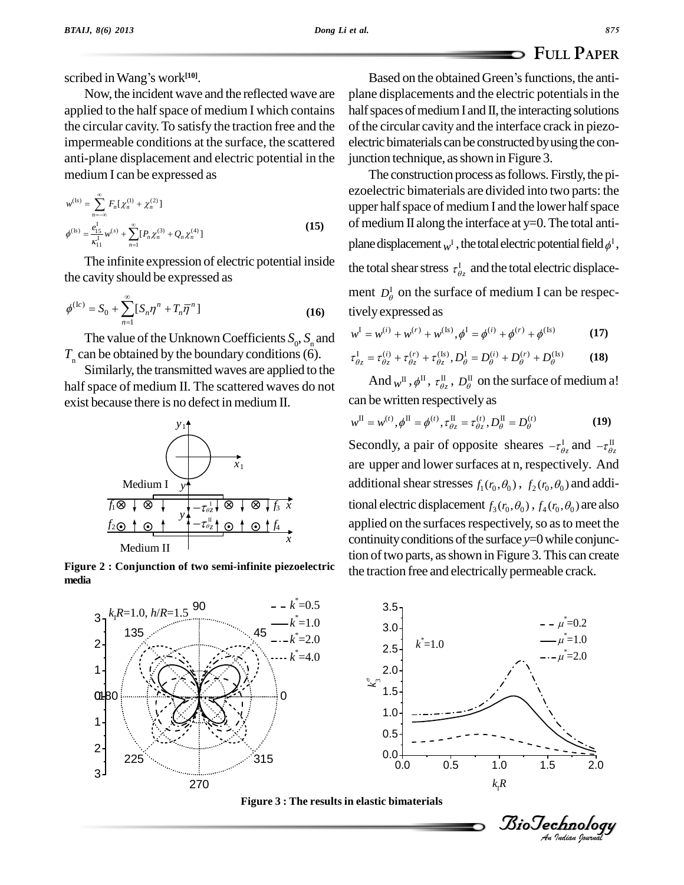scribed in Wang's work[10].

Now, the incident wave and the reflected wave are applied to the half space of medium I which contains the circular cavity. To satisfy the traction free and the impermeable conditions at the surface, the scattered anti-plane displacement and electric potential in the medium I can be expressed as

$$w^{(\mathrm{Is})} = \sum_{n=-\infty}^{\infty} F_n[\chi_n^{(1)} + \chi_n^{(2)}]$$
$$\phi^{(\mathrm{Is})} = \frac{e_{15}^{\mathrm{I}}}{\kappa_{11}^{\mathrm{I}}} w^{(s)} + \sum_{n=1}^{\infty}[P_n\chi_n^{(3)} + Q_n\chi_n^{(4)}] \tag{15}$$

The infinite expression of electric potential inside the cavity should be expressed as

$$\phi^{(\mathrm{Ic})} = S_0 + \sum_{n=1}^{\infty}[S_n\eta^n + T_n\overline{\eta}^n] \tag{16}$$

The value of the Unknown Coefficients $S_0$, $S_n$ and $T_n$ can be obtained by the boundary conditions (6).

Similarly, the transmitted waves are applied to the half space of medium II. The scattered waves do not exist because there is no defect in medium II.

**Figure 2 : Conjunction of two semi-infinite piezoelectric media**

Based on the obtained Green's functions, the anti-plane displacements and the electric potentials in the half spaces of medium I and II, the interacting solutions of the circular cavity and the interface crack in piezoelectric bimaterials can be constructed by using the conjunction technique, as shown in Figure 3.

The construction process as follows. Firstly, the piezoelectric bimaterials are divided into two parts: the upper half space of medium I and the lower half space of medium II along the interface at y=0. The total anti-plane displacement $w^{\mathrm{I}}$, the total electric potential field $\phi^{\mathrm{I}}$, the total shear stress $\tau_{\theta z}^{\mathrm{I}}$ and the total electric displacement $D_{\theta}^{\mathrm{I}}$ on the surface of medium I can be respectively expressed as

$$w^{\mathrm{I}} = w^{(i)} + w^{(r)} + w^{(\mathrm{Is})}, \phi^{\mathrm{I}} = \phi^{(i)} + \phi^{(r)} + \phi^{(\mathrm{Is})} \tag{17}$$

$$\tau_{\theta z}^{\mathrm{I}} = \tau_{\theta z}^{(i)} + \tau_{\theta z}^{(r)} + \tau_{\theta z}^{(\mathrm{Is})}, D_{\theta}^{\mathrm{I}} = D_{\theta}^{(i)} + D_{\theta}^{(r)} + D_{\theta}^{(\mathrm{Is})} \tag{18}$$

And $w^{\mathrm{II}}$, $\phi^{\mathrm{II}}$, $\tau_{\theta z}^{\mathrm{II}}$, $D_{\theta}^{\mathrm{II}}$ on the surface of medium a! can be written respectively as

$$w^{\mathrm{II}} = w^{(t)}, \phi^{\mathrm{II}} = \phi^{(t)}, \tau_{\theta z}^{\mathrm{II}} = \tau_{\theta z}^{(t)}, D_{\theta}^{\mathrm{II}} = D_{\theta}^{(t)} \tag{19}$$

Secondly, a pair of opposite sheares $-\tau_{\theta z}^{\mathrm{I}}$ and $-\tau_{\theta z}^{\mathrm{II}}$ are upper and lower surfaces at n, respectively. And additional shear stresses $f_1(r_0,\theta_0)$, $f_2(r_0,\theta_0)$ and additional electric displacement $f_3(r_0,\theta_0)$, $f_4(r_0,\theta_0)$ are also applied on the surfaces respectively, so as to meet the continuity conditions of the surface $y$=0 while conjunction of two parts, as shown in Figure 3. This can create the traction free and electrically permeable crack.

**Figure 3 : The results in elastic bimaterials**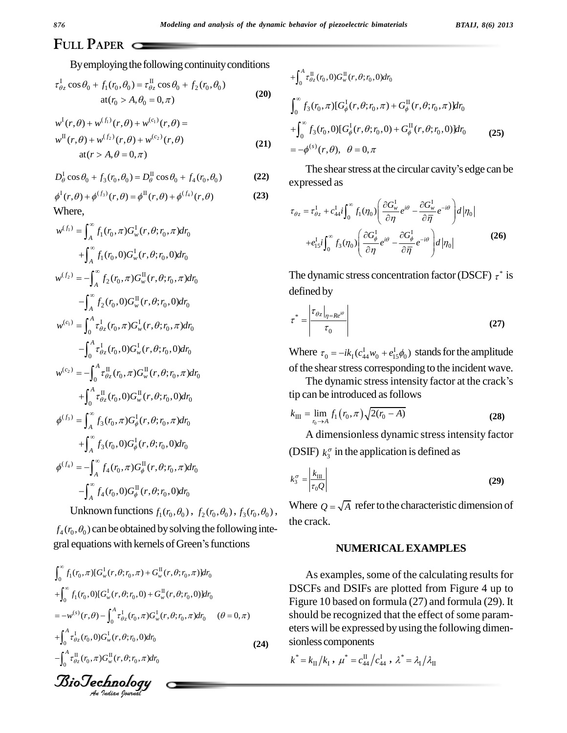By employing the following continuity conditions

$$
\tau_{\theta z}^{\mathrm{I}} \cos\theta_0 + f_1(r_0,\theta_0) = \tau_{\theta z}^{\mathrm{II}} \cos\theta_0 + f_2(r_0,\theta_0) \quad \text{at}(r_0 > A, \theta_0 = 0, \pi) \tag{20}
$$

$$
w^{\mathrm{I}}(r,\theta) + w^{(f_1)}(r,\theta) + w^{(c_1)}(r,\theta) = w^{\mathrm{II}}(r,\theta) + w^{(f_2)}(r,\theta) + w^{(c_2)}(r,\theta) \quad \text{at}(r > A, \theta = 0, \pi) \tag{21}
$$

$$
D_\theta^{\mathrm{I}} \cos\theta_0 + f_3(r_0,\theta_0) = D_\theta^{\mathrm{II}} \cos\theta_0 + f_4(r_0,\theta_0) \tag{22}
$$

$$
\phi^{\mathrm{I}}(r,\theta) + \phi^{(f_3)}(r,\theta) = \phi^{\mathrm{II}}(r,\theta) + \phi^{(f_4)}(r,\theta) \tag{23}
$$

Where,

$$
\begin{aligned}
w^{(f_1)} &= \int_A^\infty f_1(r_0,\pi) G_w^{\mathrm{I}}(r,\theta;r_0,\pi) dr_0 + \int_A^\infty f_1(r_0,0) G_w^{\mathrm{I}}(r,\theta;r_0,0) dr_0 \\
w^{(f_2)} &= -\int_A^\infty f_2(r_0,\pi) G_w^{\mathrm{II}}(r,\theta;r_0,\pi) dr_0 - \int_A^\infty f_2(r_0,0) G_w^{\mathrm{II}}(r,\theta;r_0,0) dr_0 \\
w^{(c_1)} &= \int_0^A \tau_{\theta z}^{\mathrm{I}}(r_0,\pi) G_w^{\mathrm{I}}(r,\theta;r_0,\pi) dr_0 - \int_0^A \tau_{\theta z}^{\mathrm{I}}(r_0,0) G_w^{\mathrm{I}}(r,\theta;r_0,0) dr_0 \\
w^{(c_2)} &= -\int_0^A \tau_{\theta z}^{\mathrm{II}}(r_0,\pi) G_w^{\mathrm{II}}(r,\theta;r_0,\pi) dr_0 + \int_0^A \tau_{\theta z}^{\mathrm{II}}(r_0,0) G_w^{\mathrm{II}}(r,\theta;r_0,0) dr_0 \\
\phi^{(f_3)} &= \int_A^\infty f_3(r_0,\pi) G_\phi^{\mathrm{I}}(r,\theta;r_0,\pi) dr_0 + \int_A^\infty f_3(r_0,0) G_\phi^{\mathrm{I}}(r,\theta;r_0,0) dr_0 \\
\phi^{(f_4)} &= -\int_A^\infty f_4(r_0,\pi) G_\phi^{\mathrm{II}}(r,\theta;r_0,\pi) dr_0 - \int_A^\infty f_4(r_0,0) G_\phi^{\mathrm{II}}(r,\theta;r_0,0) dr_0
\end{aligned}
$$

Unknown functions $f_1(r_0,\theta_0)$, $f_2(r_0,\theta_0)$, $f_3(r_0,\theta_0)$, $f_4(r_0,\theta_0)$ can be obtained by solving the following integral equations with kernels of Green's functions

$$
\begin{aligned}
&\int_0^\infty f_1(r_0,\pi)[G_w^{\mathrm{I}}(r,\theta;r_0,\pi) + G_w^{\mathrm{II}}(r,\theta;r_0,\pi)] dr_0 \\
&+\int_0^\infty f_1(r_0,0)[G_w^{\mathrm{I}}(r,\theta;r_0,0) + G_w^{\mathrm{II}}(r,\theta;r_0,0)] dr_0 \\
&= -w^{(s)}(r,\theta) - \int_0^A \tau_{\theta z}^{\mathrm{I}}(r_0,\pi) G_w^{\mathrm{I}}(r,\theta;r_0,\pi) dr_0 \quad (\theta = 0,\pi) \\
&+\int_0^A \tau_{\theta z}^{\mathrm{I}}(r_0,0) G_w^{\mathrm{I}}(r,\theta;r_0,0) dr_0 \\
&-\int_0^A \tau_{\theta z}^{\mathrm{II}}(r_0,\pi) G_w^{\mathrm{II}}(r,\theta;r_0,\pi) dr_0 \\
&+\int_0^A \tau_{\theta z}^{\mathrm{II}}(r_0,0) G_w^{\mathrm{II}}(r,\theta;r_0,0) dr_0
\end{aligned} \tag{24}
$$

$$
\begin{aligned}
&\int_0^\infty f_3(r_0,\pi)[G_\phi^{\mathrm{I}}(r,\theta;r_0,\pi) + G_\phi^{\mathrm{II}}(r,\theta;r_0,\pi)] dr_0 \\
&+\int_0^\infty f_3(r_0,0)[G_\phi^{\mathrm{I}}(r,\theta;r_0,0) + G_\phi^{\mathrm{II}}(r,\theta;r_0,0)] dr_0 \\
&= -\phi^{(s)}(r,\theta), \quad \theta = 0,\pi
\end{aligned} \tag{25}
$$

The shear stress at the circular cavity's edge can be expressed as

$$
\begin{aligned}
\tau_{\theta z} = \tau_{\theta z}^{\mathrm{I}} &+ c_{44}^{\mathrm{I}} i \int_0^\infty f_1(\eta_0) \left( \frac{\partial G_w^{\mathrm{I}}}{\partial \eta} e^{i\theta} - \frac{\partial G_w^{\mathrm{I}}}{\partial \bar{\eta}} e^{-i\theta} \right) d|\eta_0| \\
&+ e_{15}^{\mathrm{I}} i \int_0^\infty f_3(\eta_0) \left( \frac{\partial G_\phi^{\mathrm{I}}}{\partial \eta} e^{i\theta} - \frac{\partial G_\phi^{\mathrm{I}}}{\partial \bar{\eta}} e^{-i\theta} \right) d|\eta_0|
\end{aligned} \tag{26}
$$

The dynamic stress concentration factor (DSCF) $\tau^*$ is defined by

$$
\tau^* = \left| \frac{\tau_{\theta z}|_{\eta = Re^{i\theta}}}{\tau_0} \right| \tag{27}
$$

Where $\tau_0 = -ik_{\mathrm{I}}(c_{44}^{\mathrm{I}} w_0 + e_{15}^{\mathrm{I}} \phi_0)$ stands for the amplitude of the shear stress corresponding to the incident wave.

The dynamic stress intensity factor at the crack's tip can be introduced as follows

$$
k_{\mathrm{III}} = \lim_{r_0 \to A} f_1(r_0,\pi) \sqrt{2(r_0 - A)} \tag{28}
$$

A dimensionless dynamic stress intensity factor (DSIF) $k_3^\sigma$ in the application is defined as

$$
k_3^\sigma = \left| \frac{k_{\mathrm{III}}}{\tau_0 Q} \right| \tag{29}
$$

Where $Q = \sqrt{A}$ refer to the characteristic dimension of the crack.

## NUMERICAL EXAMPLES

As examples, some of the calculating results for DSCFs and DSIFs are plotted from Figure 4 up to Figure 10 based on formula (27) and formula (29). It should be recognized that the effect of some parameters will be expressed by using the following dimensionless components

$k^* = k_{\mathrm{II}} / k_{\mathrm{I}}$, $\mu^* = c_{44}^{\mathrm{II}} / c_{44}^{\mathrm{I}}$, $\lambda^* = \lambda_{\mathrm{I}} / \lambda_{\mathrm{II}}$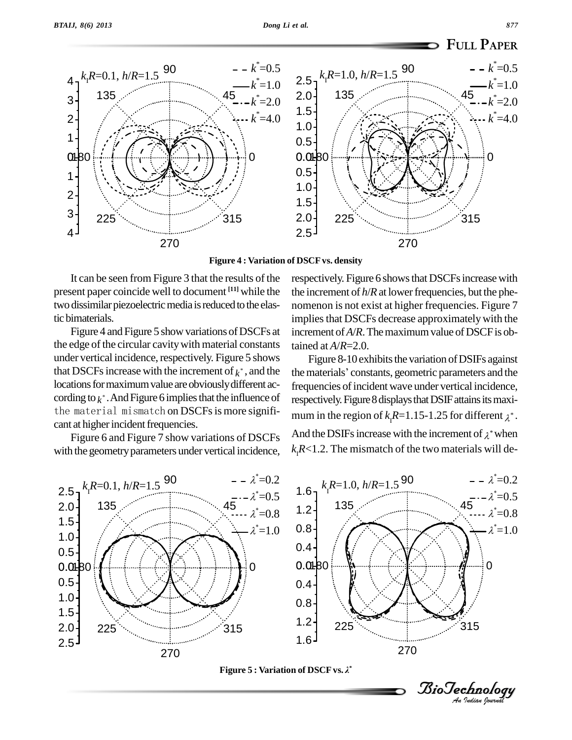**Figure 4 : Variation of DSCF vs. density**

It can be seen from Figure 3 that the results of the present paper coincide well to document [11] while the two dissimilar piezoelectric media is reduced to the elastic bimaterials.

Figure 4 and Figure 5 show variations of DSCFs at the edge of the circular cavity with material constants under vertical incidence, respectively. Figure 5 shows that DSCFs increase with the increment of $k^*$, and the locations for maximum value are obviously different according to $k^*$. And Figure 6 implies that the influence of the material mismatch on DSCFs is more significant at higher incident frequencies.

Figure 6 and Figure 7 show variations of DSCFs with the geometry parameters under vertical incidence, respectively. Figure 6 shows that DSCFs increase with the increment of $h/R$ at lower frequencies, but the phenomenon is not exist at higher frequencies. Figure 7 implies that DSCFs decrease approximately with the increment of $A/R$. The maximum value of DSCF is obtained at $A/R$=2.0.

Figure 8-10 exhibits the variation of DSIFs against the materials' constants, geometric parameters and the frequencies of incident wave under vertical incidence, respectively. Figure 8 displays that DSIF attains its maximum in the region of $k_IR$=1.15-1.25 for different $\lambda^*$. And the DSIFs increase with the increment of $\lambda^*$ when $k_IR$<1.2. The mismatch of the two materials will de-

**Figure 5 : Variation of DSCF vs. $\lambda^*$**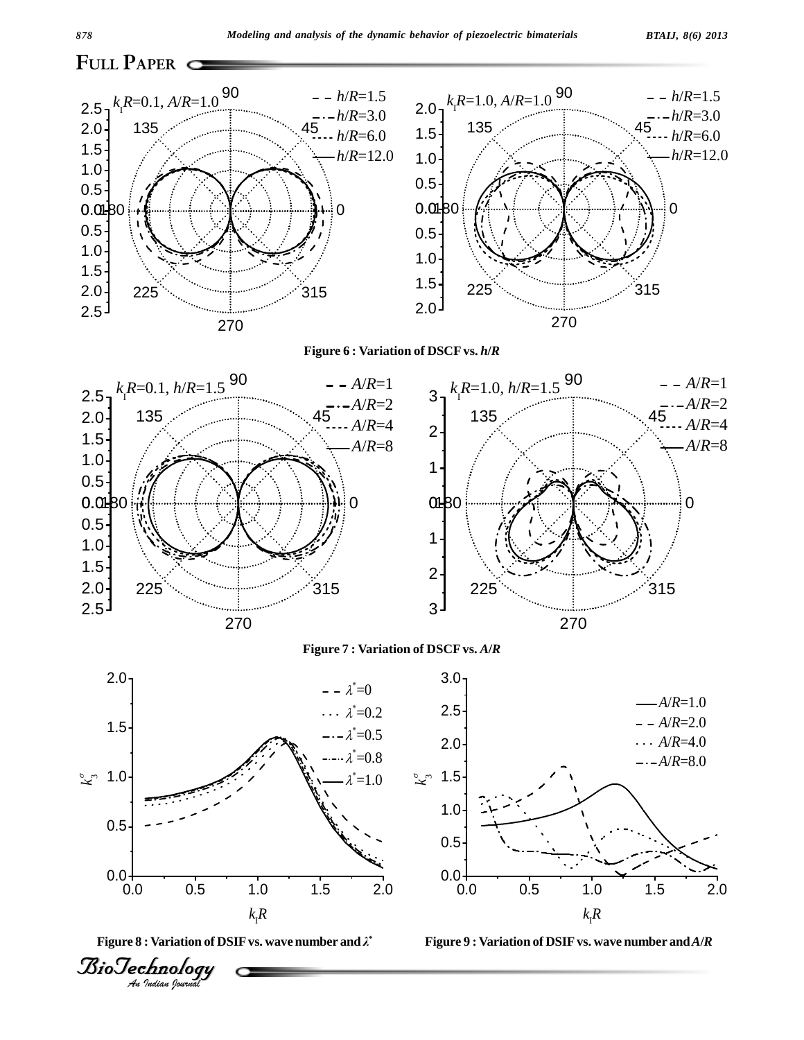Figure 6 : Variation of DSCF vs. $h/R$

Figure 7 : Variation of DSCF vs. $A/R$

Figure 8 : Variation of DSIF vs. wave number and $\lambda^*$

Figure 9 : Variation of DSIF vs. wave number and $A/R$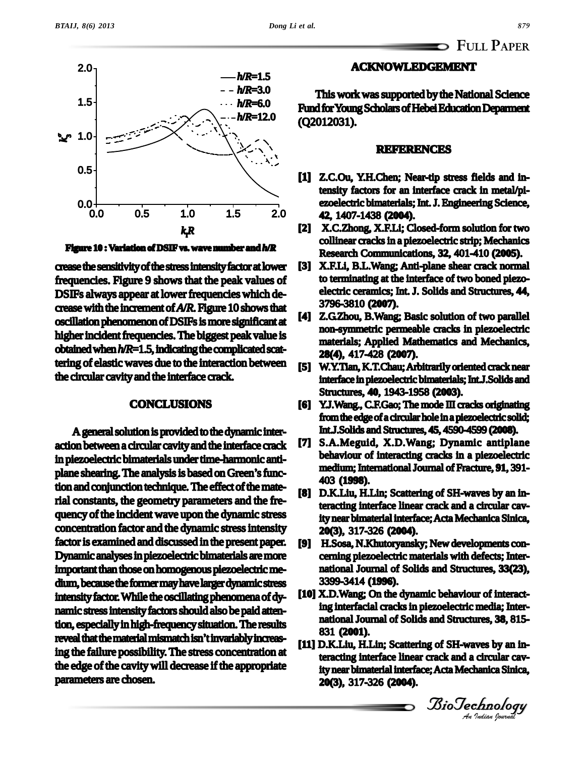2.0
1.5
1.0
0.5
0.0
0.0 0.5 1.0 1.5 2.0
$k_3$
$k_1R$
$h/R$=1.5
$h/R$=3.0
$h/R$=6.0
$h/R$=12.0

**Figure 10 : Variation of DSIF vs. wave number and $h/R$**

crease the sensitivity of the stress intensity factor at lower frequencies. Figure 9 shows that the peak values of DSIFs always appear at lower frequencies which decrease with the increment of $A/R$. Figure 10 shows that oscillation phenomenon of DSIFs is more significant at higher incident frequencies. The biggest peak value is obtained when $h/R$=1.5, indicating the complicated scattering of elastic waves due to the interaction between the circular cavity and the interface crack.

## CONCLUSIONS

A general solution is provided to the dynamic interaction between a circular cavity and the interface crack in piezoelectric bimaterials under time-harmonic antiplane shearing. The analysis is based on Green's function and conjunction technique. The effect of the material constants, the geometry parameters and the frequency of the incident wave upon the dynamic stress concentration factor and the dynamic stress intensity factor is examined and discussed in the present paper. Dynamic analyses in piezoelectric bimaterials are more important than those on homogenous piezoelectric medium, because the former may have larger dynamic stress intensity factor. While the oscillating phenomena of dynamic stress intensity factors should also be paid attention, especially in high-frequency situation. The results reveal that the material mismatch isn't invariably increasing the failure possibility. The stress concentration at the edge of the cavity will decrease if the appropriate parameters are chosen.

## ACKNOWLEDGEMENT

This work was supported by the National Science Fund for Young Scholars of Hebei Education Deparment (Q2012031).

## REFERENCES

[1] Z.C.Ou, Y.H.Chen; Near-tip stress fields and intensity factors for an interface crack in metal/piezoelectric bimaterials; Int. J. Engineering Science, **42**, 1407-1438 **(2004)**.

[2] X.C.Zhong, X.F.Li; Closed-form solution for two collinear cracks in a piezoelectric strip; Mechanics Research Communications, **32**, 401-410 **(2005)**.

[3] X.F.Li, B.L.Wang; Anti-plane shear crack normal to terminating at the interface of two boned piezoelectric ceramics; Int. J. Solids and Structures, **44**, 3796-3810 **(2007)**.

[4] Z.G.Zhou, B.Wang; Basic solution of two parallel non-symmetric permeable cracks in piezoelectric materials; Applied Mathematics and Mechanics, **28(4)**, 417-428 **(2007)**.

[5] W.Y.Tian, K.T.Chau; Arbitrarily oriented crack near interface in piezoelectric bimaterials; Int.J.Solids and Structures, **40**, 1943-1958 **(2003)**.

[6] Y.J.Wang., C.F.Gao; The mode III cracks originating from the edge of a circular hole in a piezoelectric solid; Int.J.Solids and Structures, **45**, 4590-4599 **(2008)**.

[7] S.A.Meguid, X.D.Wang; Dynamic antiplane behaviour of interacting cracks in a piezoelectric medium; International Journal of Fracture, **91**, 391-403 **(1998)**.

[8] D.K.Liu, H.Lin; Scattering of SH-waves by an interacting interface linear crack and a circular cavity near bimaterial interface; Acta Mechanica Sinica, **20(3)**, 317-326 **(2004)**.

[9] H.Sosa, N.Khutoryansky; New developments concerning piezoelectric materials with defects; International Journal of Solids and Structures, **33(23)**, 3399-3414 **(1996)**.

[10] X.D.Wang; On the dynamic behaviour of interacting interfacial cracks in piezoelectric media; International Journal of Solids and Structures, **38**, 815-831 **(2001)**.

[11] D.K.Liu, H.Lin; Scattering of SH-waves by an interacting interface linear crack and a circular cavity near bimaterial interface; Acta Mechanica Sinica, **20(3)**, 317-326 **(2004)**.